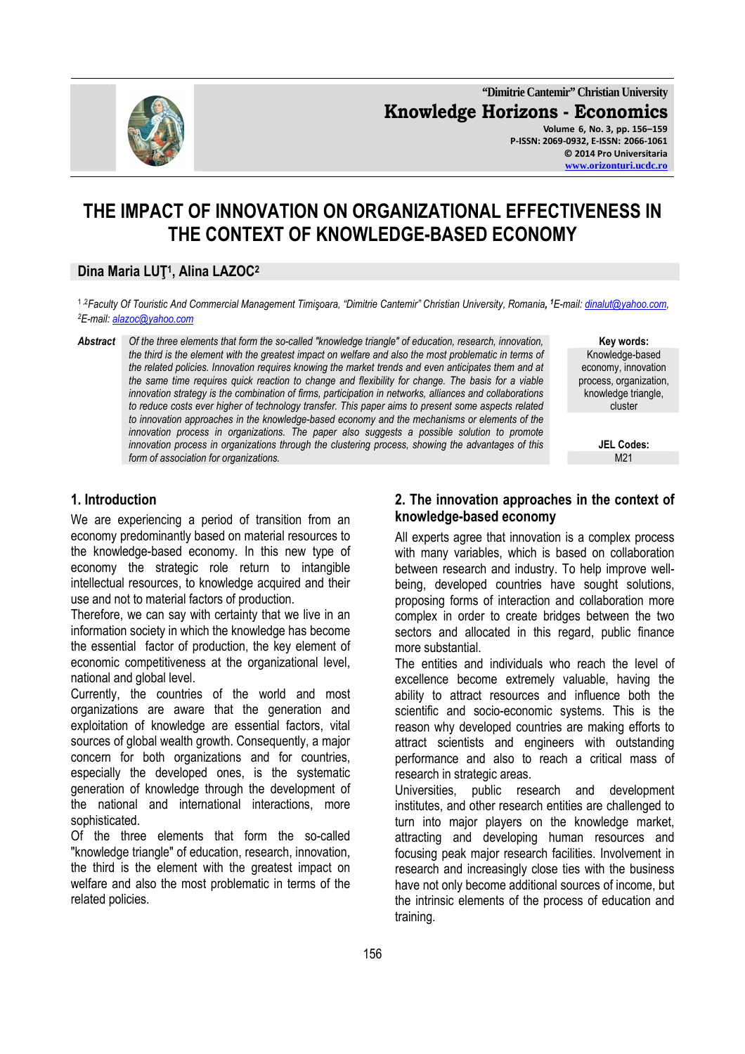# THE IMPACT OF INNOVATION ON ORGANIZATIONAL EFFECTIVENESS IN THE CONTEXT OF KNOWLEDGE-BASED ECONOMY

**Dina Maria LUŢ[1], Alina LAZOC[2]**

[1,2]*Faculty Of Touristic And Commercial Management Timişoara, "Dimitrie Cantemir" Christian University, Romania,* [1]*E-mail: dinalut@yahoo.com,* [2]*E-mail: alazoc@yahoo.com*

***Abstract*** *Of the three elements that form the so-called "knowledge triangle" of education, research, innovation, the third is the element with the greatest impact on welfare and also the most problematic in terms of the related policies. Innovation requires knowing the market trends and even anticipates them and at the same time requires quick reaction to change and flexibility for change. The basis for a viable innovation strategy is the combination of firms, participation in networks, alliances and collaborations to reduce costs ever higher of technology transfer. This paper aims to present some aspects related to innovation approaches in the knowledge-based economy and the mechanisms or elements of the innovation process in organizations. The paper also suggests a possible solution to promote innovation process in organizations through the clustering process, showing the advantages of this form of association for organizations.*

**Key words:** Knowledge-based economy, innovation process, organization, knowledge triangle, cluster

**JEL Codes:** M21

## 1. Introduction

We are experiencing a period of transition from an economy predominantly based on material resources to the knowledge-based economy. In this new type of economy the strategic role return to intangible intellectual resources, to knowledge acquired and their use and not to material factors of production.

Therefore, we can say with certainty that we live in an information society in which the knowledge has become the essential factor of production, the key element of economic competitiveness at the organizational level, national and global level.

Currently, the countries of the world and most organizations are aware that the generation and exploitation of knowledge are essential factors, vital sources of global wealth growth. Consequently, a major concern for both organizations and for countries, especially the developed ones, is the systematic generation of knowledge through the development of the national and international interactions, more sophisticated.

Of the three elements that form the so-called "knowledge triangle" of education, research, innovation, the third is the element with the greatest impact on welfare and also the most problematic in terms of the related policies.

## 2. The innovation approaches in the context of knowledge-based economy

All experts agree that innovation is a complex process with many variables, which is based on collaboration between research and industry. To help improve well-being, developed countries have sought solutions, proposing forms of interaction and collaboration more complex in order to create bridges between the two sectors and allocated in this regard, public finance more substantial.

The entities and individuals who reach the level of excellence become extremely valuable, having the ability to attract resources and influence both the scientific and socio-economic systems. This is the reason why developed countries are making efforts to attract scientists and engineers with outstanding performance and also to reach a critical mass of research in strategic areas.

Universities, public research and development institutes, and other research entities are challenged to turn into major players on the knowledge market, attracting and developing human resources and focusing peak major research facilities. Involvement in research and increasingly close ties with the business have not only become additional sources of income, but the intrinsic elements of the process of education and training.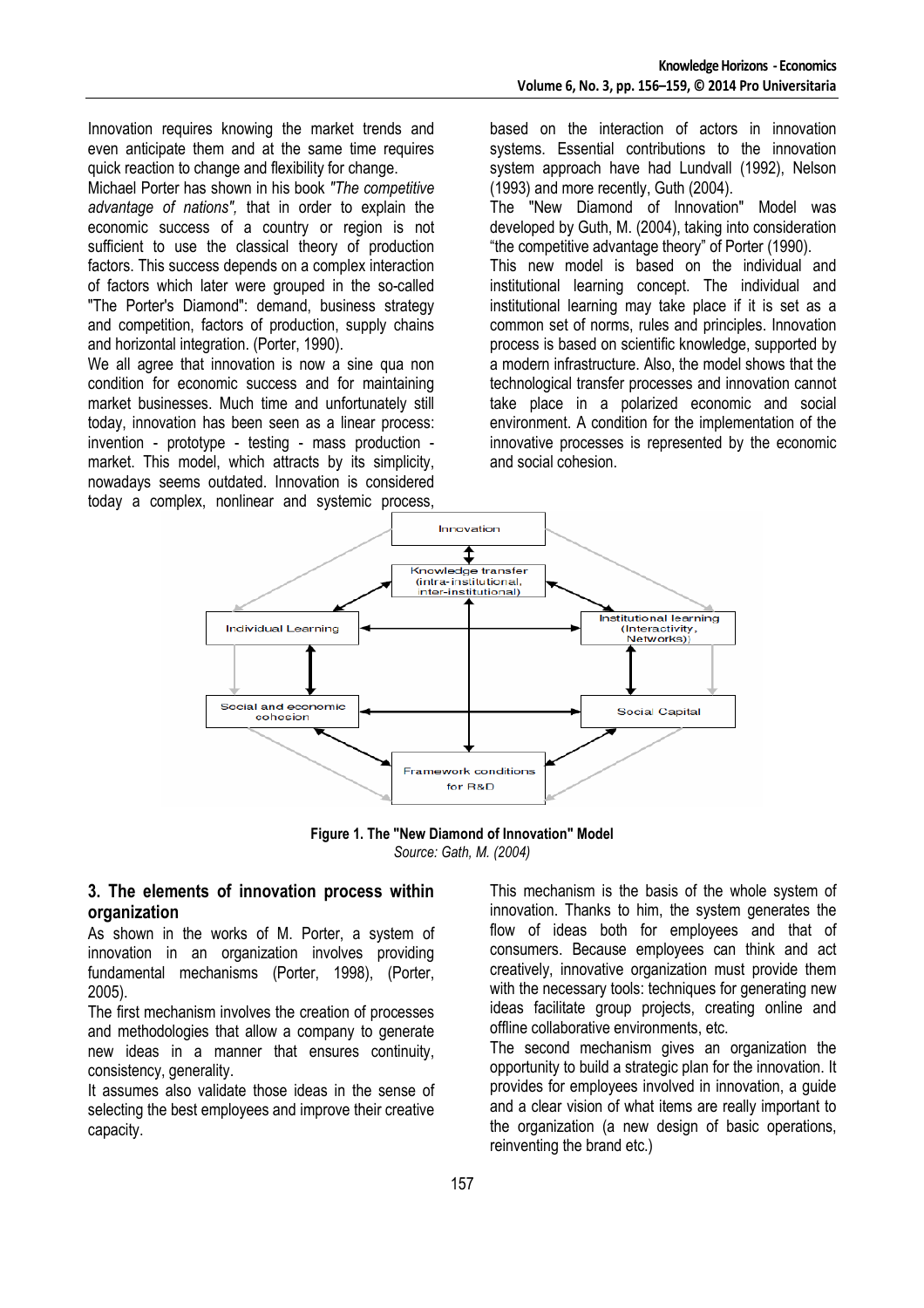Innovation requires knowing the market trends and even anticipate them and at the same time requires quick reaction to change and flexibility for change.

Michael Porter has shown in his book *"The competitive advantage of nations"*, that in order to explain the economic success of a country or region is not sufficient to use the classical theory of production factors. This success depends on a complex interaction of factors which later were grouped in the so-called "The Porter's Diamond": demand, business strategy and competition, factors of production, supply chains and horizontal integration. (Porter, 1990).

We all agree that innovation is now a sine qua non condition for economic success and for maintaining market businesses. Much time and unfortunately still today, innovation has been seen as a linear process: invention - prototype - testing - mass production - market. This model, which attracts by its simplicity, nowadays seems outdated. Innovation is considered today a complex, nonlinear and systemic process, based on the interaction of actors in innovation systems. Essential contributions to the innovation system approach have had Lundvall (1992), Nelson (1993) and more recently, Guth (2004).

The "New Diamond of Innovation" Model was developed by Guth, M. (2004), taking into consideration "the competitive advantage theory" of Porter (1990).

This new model is based on the individual and institutional learning concept. The individual and institutional learning may take place if it is set as a common set of norms, rules and principles. Innovation process is based on scientific knowledge, supported by a modern infrastructure. Also, the model shows that the technological transfer processes and innovation cannot take place in a polarized economic and social environment. A condition for the implementation of the innovative processes is represented by the economic and social cohesion.

**Figure 1. The "New Diamond of Innovation" Model**

*Source: Gath, M. (2004)*

## 3. The elements of innovation process within organization

As shown in the works of M. Porter, a system of innovation in an organization involves providing fundamental mechanisms (Porter, 1998), (Porter, 2005).

The first mechanism involves the creation of processes and methodologies that allow a company to generate new ideas in a manner that ensures continuity, consistency, generality.

It assumes also validate those ideas in the sense of selecting the best employees and improve their creative capacity.

This mechanism is the basis of the whole system of innovation. Thanks to him, the system generates the flow of ideas both for employees and that of consumers. Because employees can think and act creatively, innovative organization must provide them with the necessary tools: techniques for generating new ideas facilitate group projects, creating online and offline collaborative environments, etc.

The second mechanism gives an organization the opportunity to build a strategic plan for the innovation. It provides for employees involved in innovation, a guide and a clear vision of what items are really important to the organization (a new design of basic operations, reinventing the brand etc.)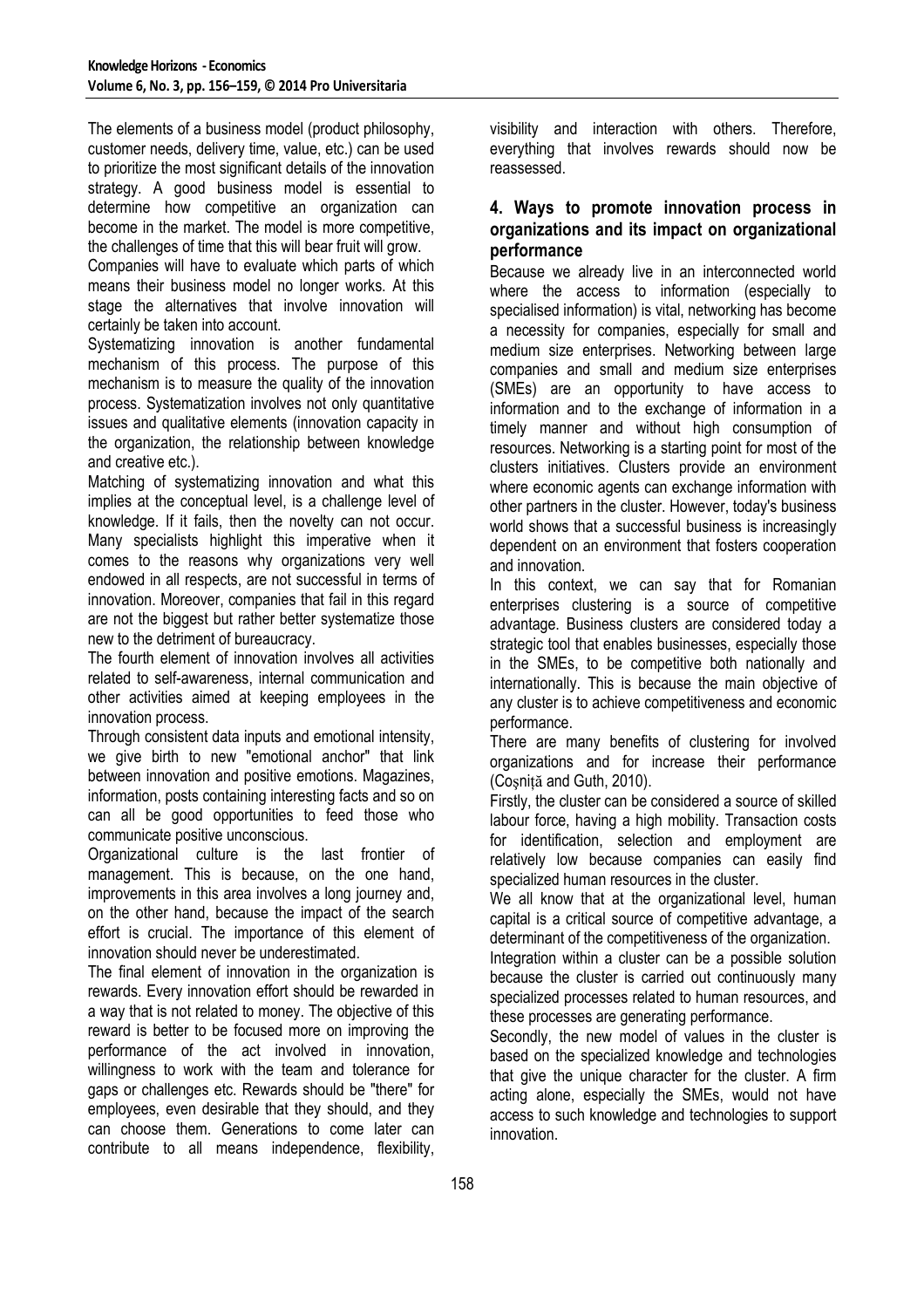The elements of a business model (product philosophy, customer needs, delivery time, value, etc.) can be used to prioritize the most significant details of the innovation strategy. A good business model is essential to determine how competitive an organization can become in the market. The model is more competitive, the challenges of time that this will bear fruit will grow.

Companies will have to evaluate which parts of which means their business model no longer works. At this stage the alternatives that involve innovation will certainly be taken into account.

Systematizing innovation is another fundamental mechanism of this process. The purpose of this mechanism is to measure the quality of the innovation process. Systematization involves not only quantitative issues and qualitative elements (innovation capacity in the organization, the relationship between knowledge and creative etc.).

Matching of systematizing innovation and what this implies at the conceptual level, is a challenge level of knowledge. If it fails, then the novelty can not occur. Many specialists highlight this imperative when it comes to the reasons why organizations very well endowed in all respects, are not successful in terms of innovation. Moreover, companies that fail in this regard are not the biggest but rather better systematize those new to the detriment of bureaucracy.

The fourth element of innovation involves all activities related to self-awareness, internal communication and other activities aimed at keeping employees in the innovation process.

Through consistent data inputs and emotional intensity, we give birth to new "emotional anchor" that link between innovation and positive emotions. Magazines, information, posts containing interesting facts and so on can all be good opportunities to feed those who communicate positive unconscious.

Organizational culture is the last frontier of management. This is because, on the one hand, improvements in this area involves a long journey and, on the other hand, because the impact of the search effort is crucial. The importance of this element of innovation should never be underestimated.

The final element of innovation in the organization is rewards. Every innovation effort should be rewarded in a way that is not related to money. The objective of this reward is better to be focused more on improving the performance of the act involved in innovation, willingness to work with the team and tolerance for gaps or challenges etc. Rewards should be "there" for employees, even desirable that they should, and they can choose them. Generations to come later can contribute to all means independence, flexibility, visibility and interaction with others. Therefore, everything that involves rewards should now be reassessed.

## 4. Ways to promote innovation process in organizations and its impact on organizational performance

Because we already live in an interconnected world where the access to information (especially to specialised information) is vital, networking has become a necessity for companies, especially for small and medium size enterprises. Networking between large companies and small and medium size enterprises (SMEs) are an opportunity to have access to information and to the exchange of information in a timely manner and without high consumption of resources. Networking is a starting point for most of the clusters initiatives. Clusters provide an environment where economic agents can exchange information with other partners in the cluster. However, today's business world shows that a successful business is increasingly dependent on an environment that fosters cooperation and innovation.

In this context, we can say that for Romanian enterprises clustering is a source of competitive advantage. Business clusters are considered today a strategic tool that enables businesses, especially those in the SMEs, to be competitive both nationally and internationally. This is because the main objective of any cluster is to achieve competitiveness and economic performance.

There are many benefits of clustering for involved organizations and for increase their performance (Coșniță and Guth, 2010).

Firstly, the cluster can be considered a source of skilled labour force, having a high mobility. Transaction costs for identification, selection and employment are relatively low because companies can easily find specialized human resources in the cluster.

We all know that at the organizational level, human capital is a critical source of competitive advantage, a determinant of the competitiveness of the organization.

Integration within a cluster can be a possible solution because the cluster is carried out continuously many specialized processes related to human resources, and these processes are generating performance.

Secondly, the new model of values in the cluster is based on the specialized knowledge and technologies that give the unique character for the cluster. A firm acting alone, especially the SMEs, would not have access to such knowledge and technologies to support innovation.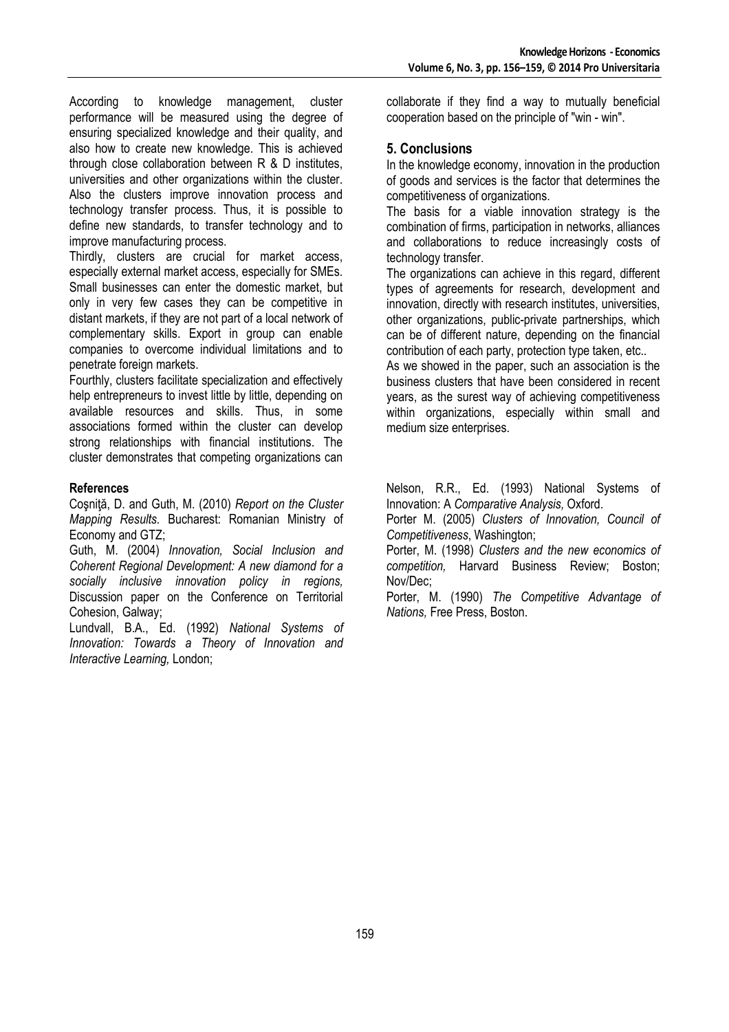According to knowledge management, cluster performance will be measured using the degree of ensuring specialized knowledge and their quality, and also how to create new knowledge. This is achieved through close collaboration between R & D institutes, universities and other organizations within the cluster. Also the clusters improve innovation process and technology transfer process. Thus, it is possible to define new standards, to transfer technology and to improve manufacturing process.

Thirdly, clusters are crucial for market access, especially external market access, especially for SMEs. Small businesses can enter the domestic market, but only in very few cases they can be competitive in distant markets, if they are not part of a local network of complementary skills. Export in group can enable companies to overcome individual limitations and to penetrate foreign markets.

Fourthly, clusters facilitate specialization and effectively help entrepreneurs to invest little by little, depending on available resources and skills. Thus, in some associations formed within the cluster can develop strong relationships with financial institutions. The cluster demonstrates that competing organizations can collaborate if they find a way to mutually beneficial cooperation based on the principle of "win - win".

## 5. Conclusions

In the knowledge economy, innovation in the production of goods and services is the factor that determines the competitiveness of organizations.

The basis for a viable innovation strategy is the combination of firms, participation in networks, alliances and collaborations to reduce increasingly costs of technology transfer.

The organizations can achieve in this regard, different types of agreements for research, development and innovation, directly with research institutes, universities, other organizations, public-private partnerships, which can be of different nature, depending on the financial contribution of each party, protection type taken, etc..

As we showed in the paper, such an association is the business clusters that have been considered in recent years, as the surest way of achieving competitiveness within organizations, especially within small and medium size enterprises.

## References

Coşniţă, D. and Guth, M. (2010) *Report on the Cluster Mapping Results.* Bucharest: Romanian Ministry of Economy and GTZ;

Guth, M. (2004) *Innovation, Social Inclusion and Coherent Regional Development: A new diamond for a socially inclusive innovation policy in regions,* Discussion paper on the Conference on Territorial Cohesion, Galway;

Lundvall, B.A., Ed. (1992) *National Systems of Innovation: Towards a Theory of Innovation and Interactive Learning,* London;

Nelson, R.R., Ed. (1993) National Systems of Innovation: A *Comparative Analysis,* Oxford.

Porter M. (2005) *Clusters of Innovation, Council of Competitiveness*, Washington;

Porter, M. (1998) *Clusters and the new economics of competition,* Harvard Business Review; Boston; Nov/Dec;

Porter, M. (1990) *The Competitive Advantage of Nations,* Free Press, Boston.